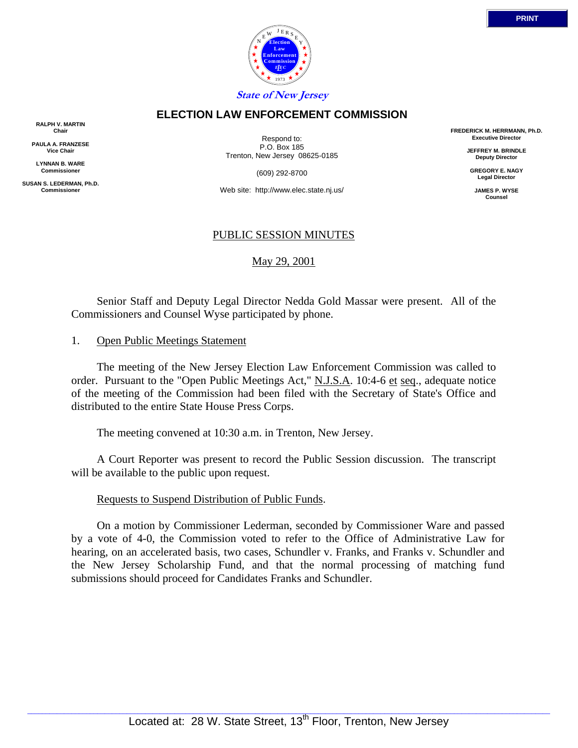State of New Jersey

# ELECTION LAW ENFORCEMENT COMMISSION

**RALPH V. MARTIN**
Chair

**PAULA A. FRANZESE**
Vice Chair

**LYNNAN B. WARE**
Commissioner

**SUSAN S. LEDERMAN, Ph.D.**
Commissioner

Respond to:
P.O. Box 185
Trenton, New Jersey 08625-0185

(609) 292-8700

Web site: http://www.elec.state.nj.us/

**FREDERICK M. HERRMANN, Ph.D.**
Executive Director

**JEFFREY M. BRINDLE**
Deputy Director

**GREGORY E. NAGY**
Legal Director

**JAMES P. WYSE**
Counsel

PUBLIC SESSION MINUTES

May 29, 2001

Senior Staff and Deputy Legal Director Nedda Gold Massar were present. All of the Commissioners and Counsel Wyse participated by phone.

1. Open Public Meetings Statement

The meeting of the New Jersey Election Law Enforcement Commission was called to order. Pursuant to the "Open Public Meetings Act," N.J.S.A. 10:4-6 et seq., adequate notice of the meeting of the Commission had been filed with the Secretary of State's Office and distributed to the entire State House Press Corps.

The meeting convened at 10:30 a.m. in Trenton, New Jersey.

A Court Reporter was present to record the Public Session discussion. The transcript will be available to the public upon request.

Requests to Suspend Distribution of Public Funds.

On a motion by Commissioner Lederman, seconded by Commissioner Ware and passed by a vote of 4-0, the Commission voted to refer to the Office of Administrative Law for hearing, on an accelerated basis, two cases, Schundler v. Franks, and Franks v. Schundler and the New Jersey Scholarship Fund, and that the normal processing of matching fund submissions should proceed for Candidates Franks and Schundler.

Located at: 28 W. State Street, 13th Floor, Trenton, New Jersey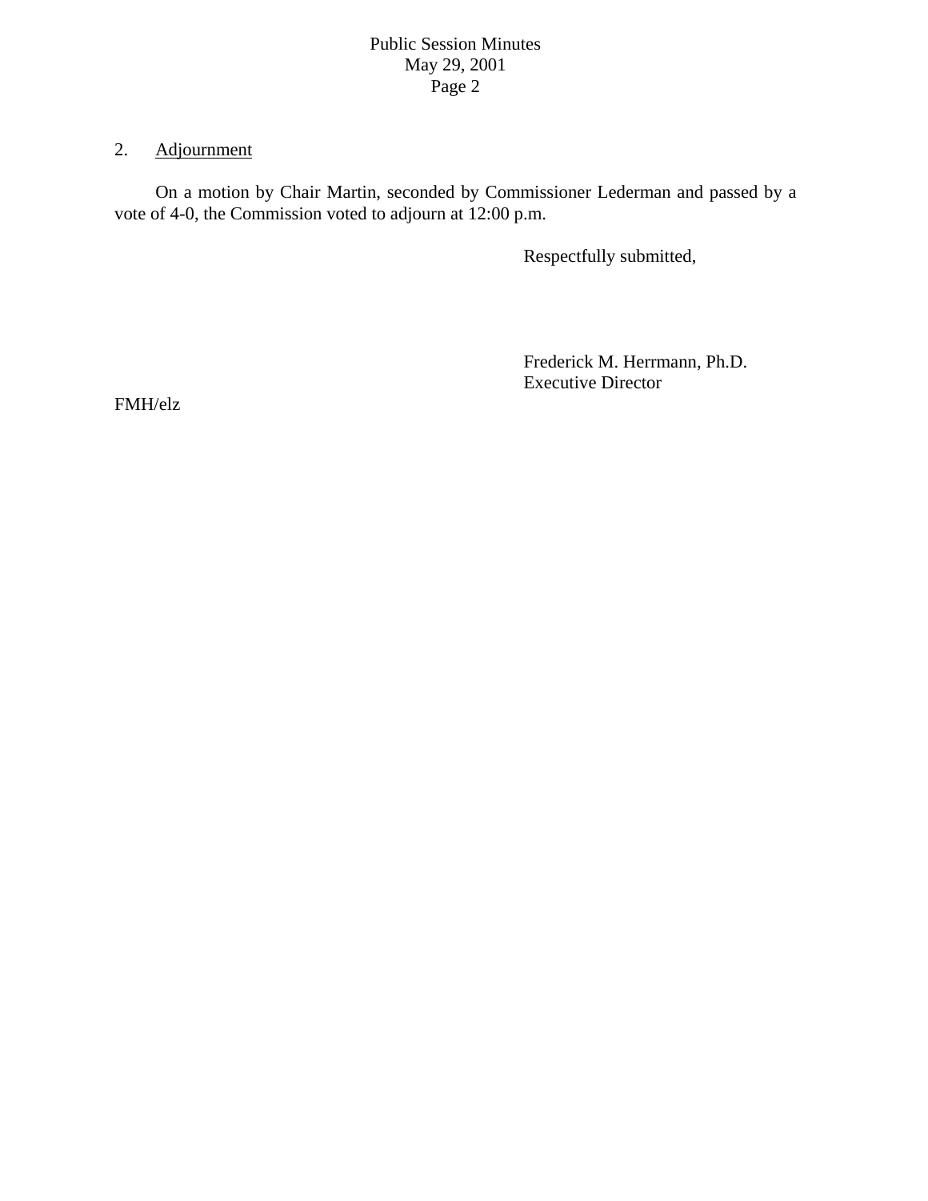2. Adjournment

On a motion by Chair Martin, seconded by Commissioner Lederman and passed by a vote of 4-0, the Commission voted to adjourn at 12:00 p.m.

Respectfully submitted,

Frederick M. Herrmann, Ph.D.
Executive Director

FMH/elz